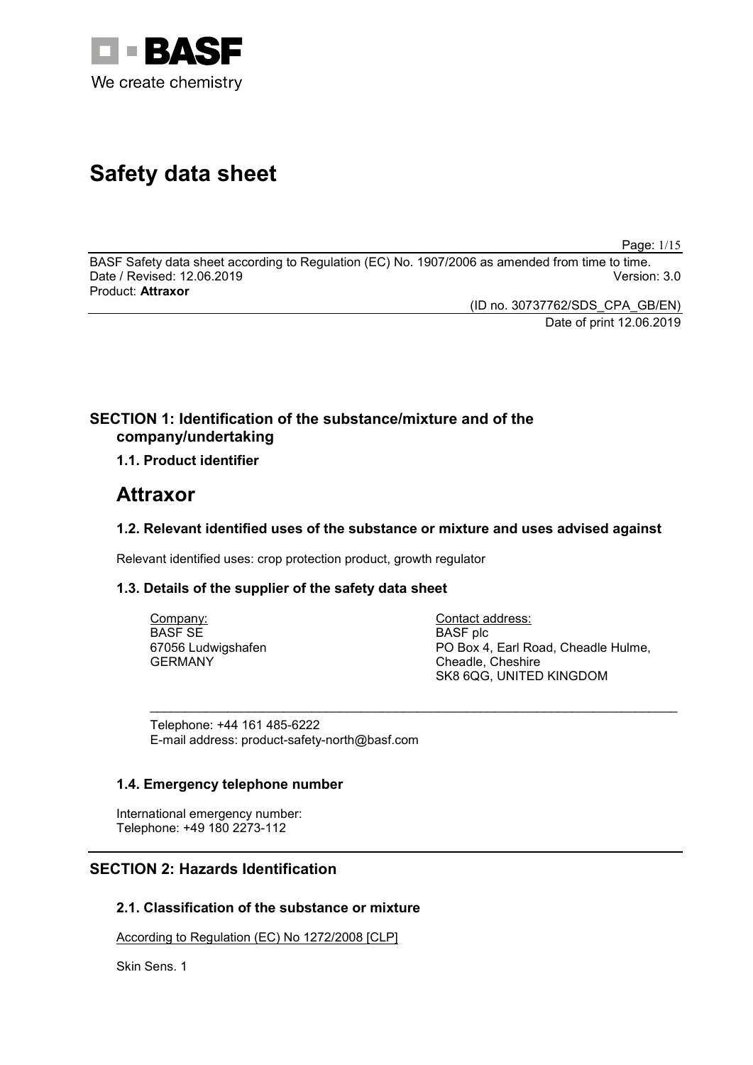BASF

We create chemistry

# Safety data sheet

BASF Safety data sheet according to Regulation (EC) No. 1907/2006 as amended from time to time.
Date / Revised: 12.06.2019 Version: 3.0
Product: **Attraxor**

(ID no. 30737762/SDS_CPA_GB/EN)
Date of print 12.06.2019

## SECTION 1: Identification of the substance/mixture and of the company/undertaking

### 1.1. Product identifier

# Attraxor

### 1.2. Relevant identified uses of the substance or mixture and uses advised against

Relevant identified uses: crop protection product, growth regulator

### 1.3. Details of the supplier of the safety data sheet

Company:
BASF SE
67056 Ludwigshafen
GERMANY

Contact address:
BASF plc
PO Box 4, Earl Road, Cheadle Hulme,
Cheadle, Cheshire
SK8 6QG, UNITED KINGDOM

Telephone: +44 161 485-6222
E-mail address: product-safety-north@basf.com

### 1.4. Emergency telephone number

International emergency number:
Telephone: +49 180 2273-112

## SECTION 2: Hazards Identification

### 2.1. Classification of the substance or mixture

According to Regulation (EC) No 1272/2008 [CLP]

Skin Sens. 1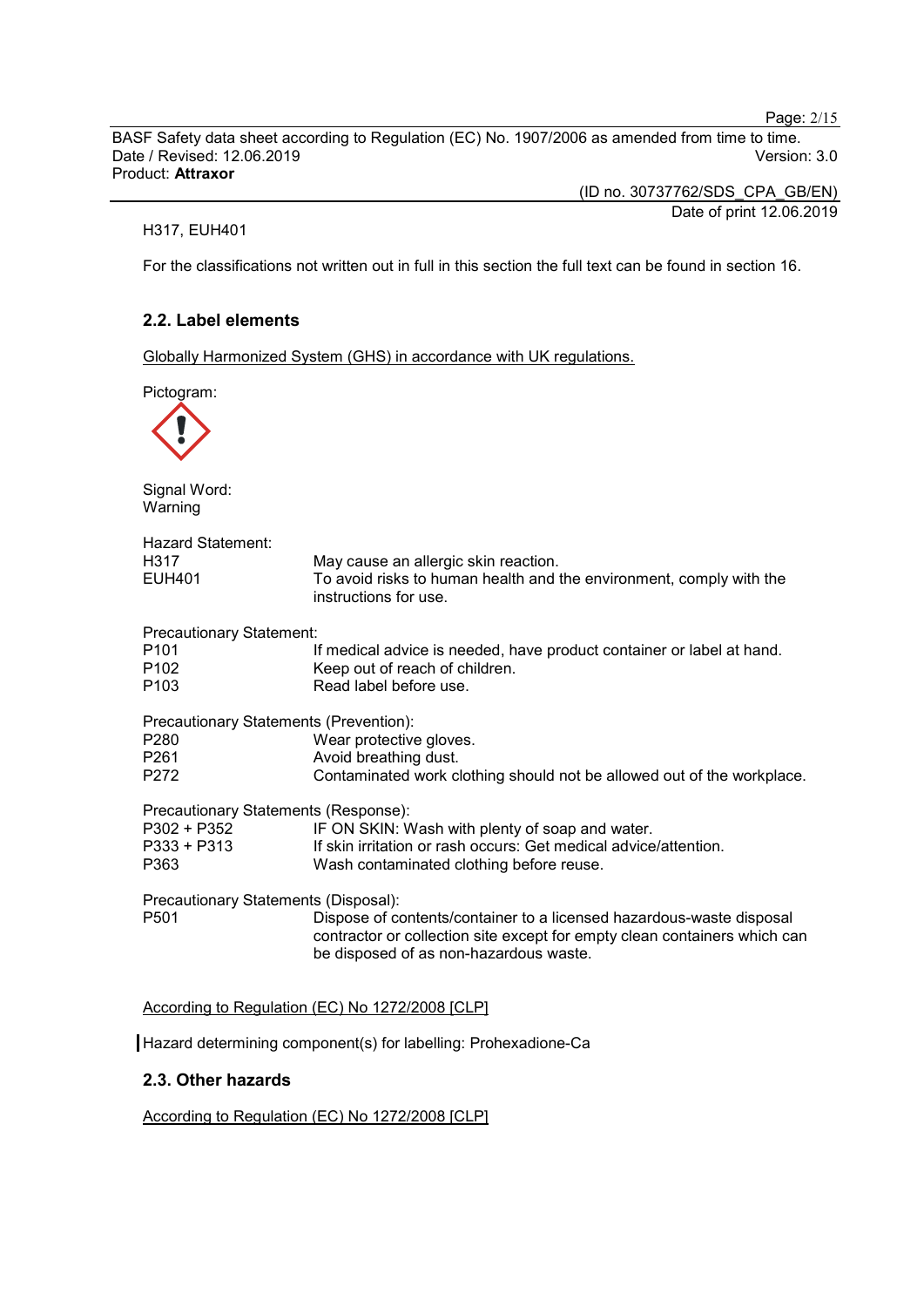H317, EUH401

For the classifications not written out in full in this section the full text can be found in section 16.

## 2.2. Label elements

Globally Harmonized System (GHS) in accordance with UK regulations.

Pictogram:

Signal Word:
Warning

Hazard Statement:

| | |
|---|---|
| H317 | May cause an allergic skin reaction. |
| EUH401 | To avoid risks to human health and the environment, comply with the instructions for use. |

Precautionary Statement:

| | |
|---|---|
| P101 | If medical advice is needed, have product container or label at hand. |
| P102 | Keep out of reach of children. |
| P103 | Read label before use. |

Precautionary Statements (Prevention):

| | |
|---|---|
| P280 | Wear protective gloves. |
| P261 | Avoid breathing dust. |
| P272 | Contaminated work clothing should not be allowed out of the workplace. |

Precautionary Statements (Response):

| | |
|---|---|
| P302 + P352 | IF ON SKIN: Wash with plenty of soap and water. |
| P333 + P313 | If skin irritation or rash occurs: Get medical advice/attention. |
| P363 | Wash contaminated clothing before reuse. |

Precautionary Statements (Disposal):

| | |
|---|---|
| P501 | Dispose of contents/container to a licensed hazardous-waste disposal contractor or collection site except for empty clean containers which can be disposed of as non-hazardous waste. |

According to Regulation (EC) No 1272/2008 [CLP]

Hazard determining component(s) for labelling: Prohexadione-Ca

## 2.3. Other hazards

According to Regulation (EC) No 1272/2008 [CLP]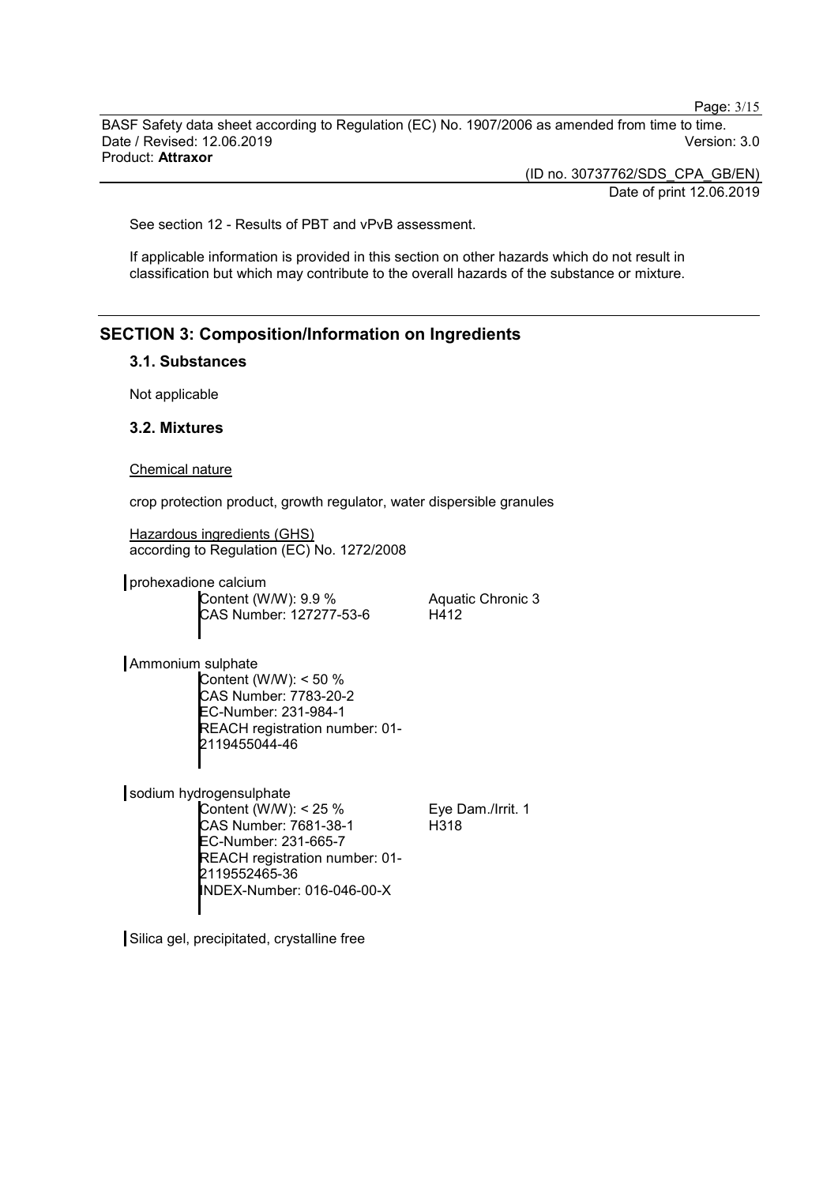See section 12 - Results of PBT and vPvB assessment.

If applicable information is provided in this section on other hazards which do not result in classification but which may contribute to the overall hazards of the substance or mixture.

## SECTION 3: Composition/Information on Ingredients

### 3.1. Substances

Not applicable

### 3.2. Mixtures

Chemical nature

crop protection product, growth regulator, water dispersible granules

Hazardous ingredients (GHS)
according to Regulation (EC) No. 1272/2008

prohexadione calcium

| | |
|---|---|
| Content (W/W): 9.9 %<br>CAS Number: 127277-53-6 | Aquatic Chronic 3<br>H412 |

Ammonium sulphate

Content (W/W): < 50 %
CAS Number: 7783-20-2
EC-Number: 231-984-1
REACH registration number: 01-2119455044-46

sodium hydrogensulphate

| | |
|---|---|
| Content (W/W): < 25 %<br>CAS Number: 7681-38-1<br>EC-Number: 231-665-7<br>REACH registration number: 01-2119552465-36<br>INDEX-Number: 016-046-00-X | Eye Dam./Irrit. 1<br>H318 |

Silica gel, precipitated, crystalline free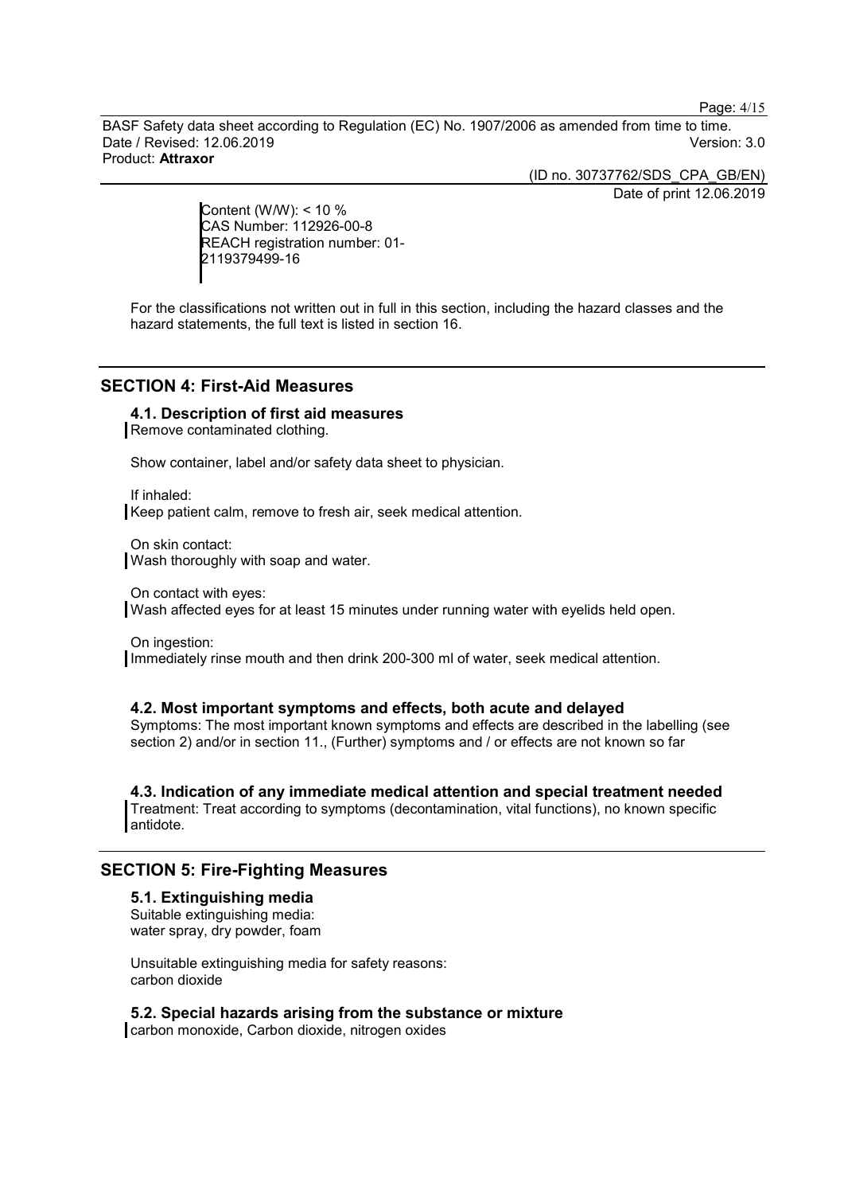Content (W/W): < 10 %
CAS Number: 112926-00-8
REACH registration number: 01-2119379499-16

For the classifications not written out in full in this section, including the hazard classes and the hazard statements, the full text is listed in section 16.

## SECTION 4: First-Aid Measures

### 4.1. Description of first aid measures

Remove contaminated clothing.

Show container, label and/or safety data sheet to physician.

If inhaled:
Keep patient calm, remove to fresh air, seek medical attention.

On skin contact:
Wash thoroughly with soap and water.

On contact with eyes:
Wash affected eyes for at least 15 minutes under running water with eyelids held open.

On ingestion:
Immediately rinse mouth and then drink 200-300 ml of water, seek medical attention.

### 4.2. Most important symptoms and effects, both acute and delayed

Symptoms: The most important known symptoms and effects are described in the labelling (see section 2) and/or in section 11., (Further) symptoms and / or effects are not known so far

### 4.3. Indication of any immediate medical attention and special treatment needed

Treatment: Treat according to symptoms (decontamination, vital functions), no known specific antidote.

## SECTION 5: Fire-Fighting Measures

### 5.1. Extinguishing media

Suitable extinguishing media:
water spray, dry powder, foam

Unsuitable extinguishing media for safety reasons:
carbon dioxide

### 5.2. Special hazards arising from the substance or mixture

carbon monoxide, Carbon dioxide, nitrogen oxides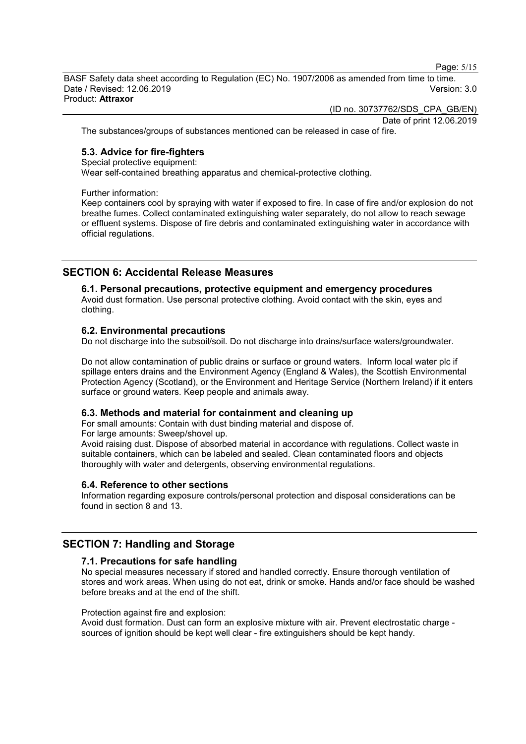The substances/groups of substances mentioned can be released in case of fire.

### 5.3. Advice for fire-fighters

Special protective equipment:
Wear self-contained breathing apparatus and chemical-protective clothing.

Further information:
Keep containers cool by spraying with water if exposed to fire. In case of fire and/or explosion do not breathe fumes. Collect contaminated extinguishing water separately, do not allow to reach sewage or effluent systems. Dispose of fire debris and contaminated extinguishing water in accordance with official regulations.

## SECTION 6: Accidental Release Measures

### 6.1. Personal precautions, protective equipment and emergency procedures

Avoid dust formation. Use personal protective clothing. Avoid contact with the skin, eyes and clothing.

### 6.2. Environmental precautions

Do not discharge into the subsoil/soil. Do not discharge into drains/surface waters/groundwater.

Do not allow contamination of public drains or surface or ground waters. Inform local water plc if spillage enters drains and the Environment Agency (England & Wales), the Scottish Environmental Protection Agency (Scotland), or the Environment and Heritage Service (Northern Ireland) if it enters surface or ground waters. Keep people and animals away.

### 6.3. Methods and material for containment and cleaning up

For small amounts: Contain with dust binding material and dispose of.
For large amounts: Sweep/shovel up.
Avoid raising dust. Dispose of absorbed material in accordance with regulations. Collect waste in suitable containers, which can be labeled and sealed. Clean contaminated floors and objects thoroughly with water and detergents, observing environmental regulations.

### 6.4. Reference to other sections

Information regarding exposure controls/personal protection and disposal considerations can be found in section 8 and 13.

## SECTION 7: Handling and Storage

### 7.1. Precautions for safe handling

No special measures necessary if stored and handled correctly. Ensure thorough ventilation of stores and work areas. When using do not eat, drink or smoke. Hands and/or face should be washed before breaks and at the end of the shift.

Protection against fire and explosion:
Avoid dust formation. Dust can form an explosive mixture with air. Prevent electrostatic charge - sources of ignition should be kept well clear - fire extinguishers should be kept handy.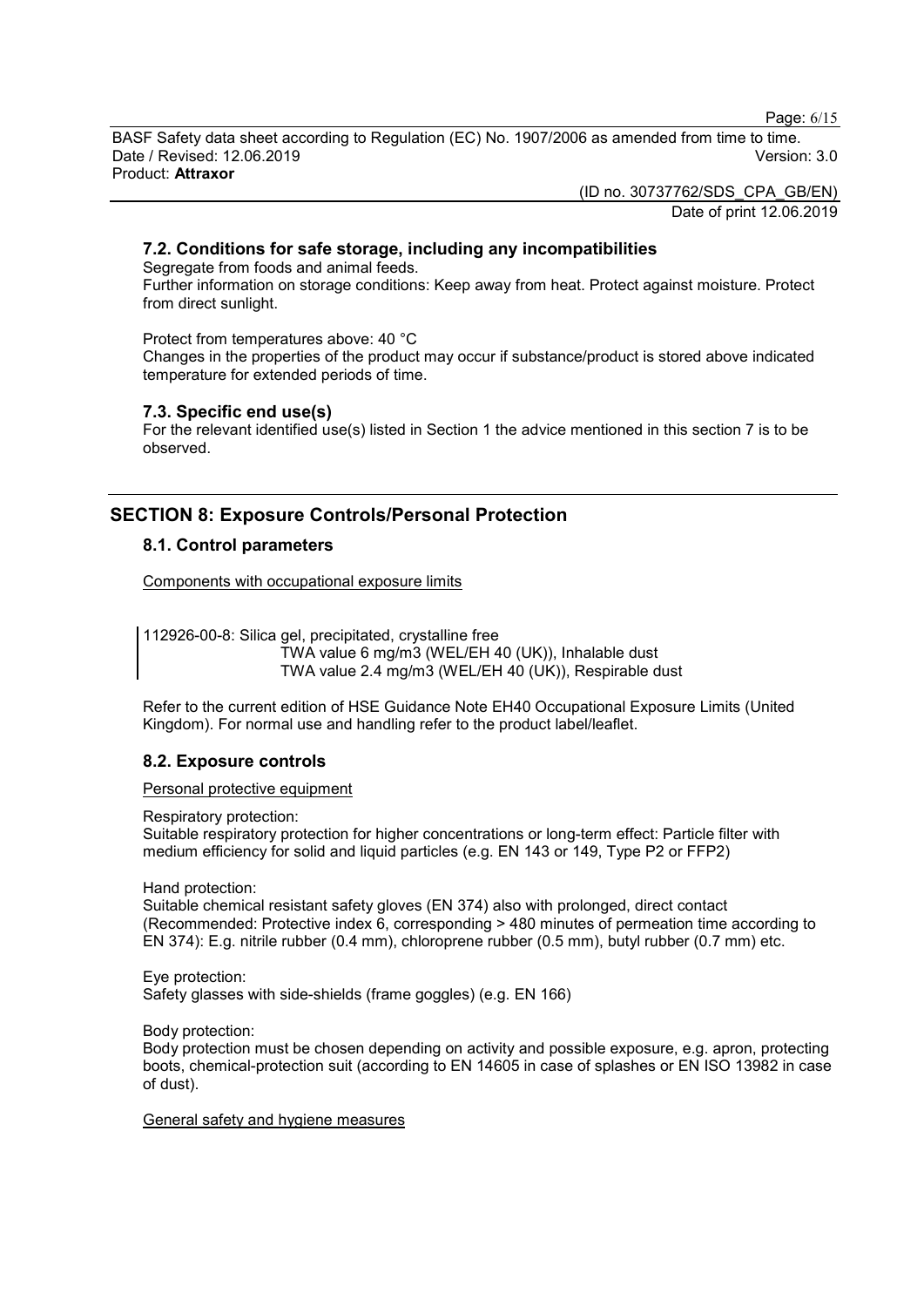### 7.2. Conditions for safe storage, including any incompatibilities

Segregate from foods and animal feeds.

Further information on storage conditions: Keep away from heat. Protect against moisture. Protect from direct sunlight.

Protect from temperatures above: 40 °C

Changes in the properties of the product may occur if substance/product is stored above indicated temperature for extended periods of time.

### 7.3. Specific end use(s)

For the relevant identified use(s) listed in Section 1 the advice mentioned in this section 7 is to be observed.

## SECTION 8: Exposure Controls/Personal Protection

### 8.1. Control parameters

Components with occupational exposure limits

112926-00-8: Silica gel, precipitated, crystalline free
TWA value 6 mg/m3 (WEL/EH 40 (UK)), Inhalable dust
TWA value 2.4 mg/m3 (WEL/EH 40 (UK)), Respirable dust

Refer to the current edition of HSE Guidance Note EH40 Occupational Exposure Limits (United Kingdom). For normal use and handling refer to the product label/leaflet.

### 8.2. Exposure controls

Personal protective equipment

Respiratory protection:
Suitable respiratory protection for higher concentrations or long-term effect: Particle filter with medium efficiency for solid and liquid particles (e.g. EN 143 or 149, Type P2 or FFP2)

Hand protection:
Suitable chemical resistant safety gloves (EN 374) also with prolonged, direct contact (Recommended: Protective index 6, corresponding > 480 minutes of permeation time according to EN 374): E.g. nitrile rubber (0.4 mm), chloroprene rubber (0.5 mm), butyl rubber (0.7 mm) etc.

Eye protection:
Safety glasses with side-shields (frame goggles) (e.g. EN 166)

Body protection:
Body protection must be chosen depending on activity and possible exposure, e.g. apron, protecting boots, chemical-protection suit (according to EN 14605 in case of splashes or EN ISO 13982 in case of dust).

General safety and hygiene measures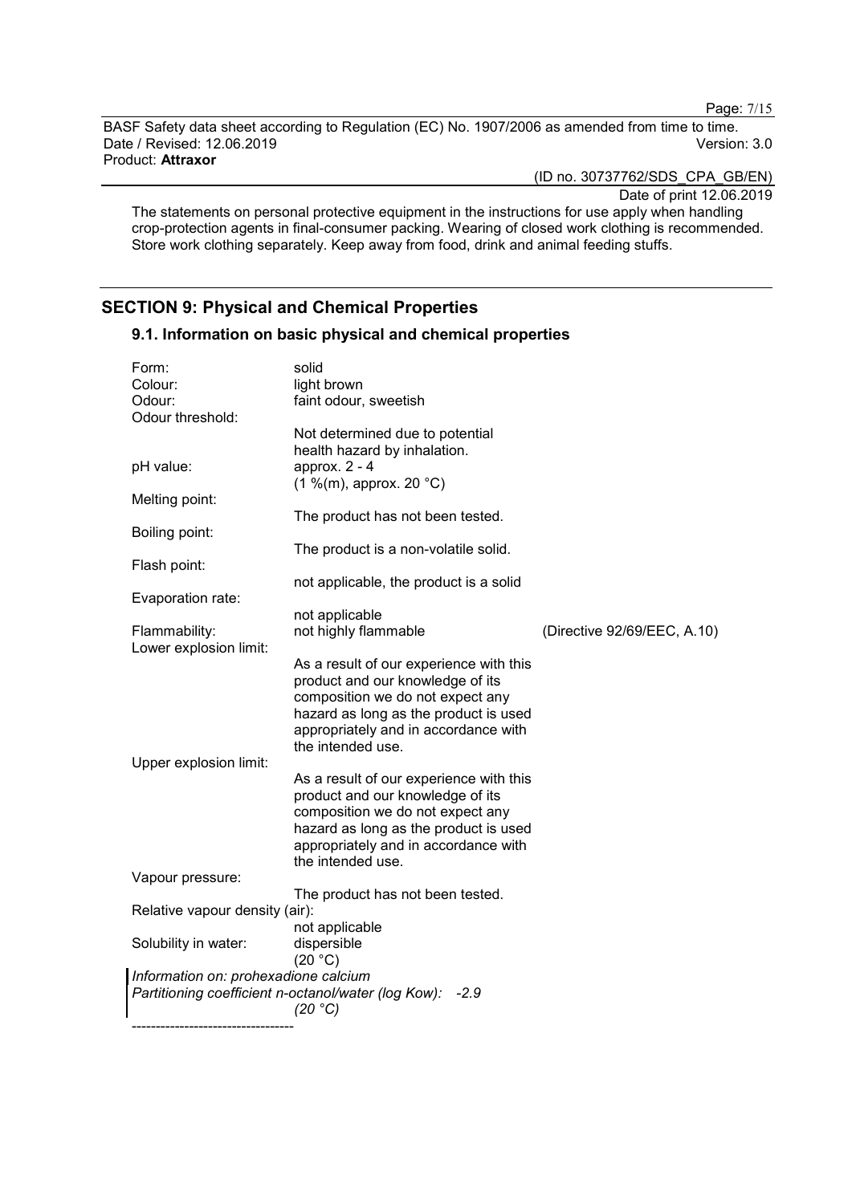The statements on personal protective equipment in the instructions for use apply when handling crop-protection agents in final-consumer packing. Wearing of closed work clothing is recommended. Store work clothing separately. Keep away from food, drink and animal feeding stuffs.

## SECTION 9: Physical and Chemical Properties

### 9.1. Information on basic physical and chemical properties

| | | |
|---|---|---|
| Form: | solid | |
| Colour: | light brown | |
| Odour: | faint odour, sweetish | |
| Odour threshold: | Not determined due to potential health hazard by inhalation. | |
| pH value: | approx. 2 - 4 (1 %(m), approx. 20 °C) | |
| Melting point: | The product has not been tested. | |
| Boiling point: | The product is a non-volatile solid. | |
| Flash point: | not applicable, the product is a solid | |
| Evaporation rate: | not applicable | |
| Flammability: | not highly flammable | (Directive 92/69/EEC, A.10) |
| Lower explosion limit: | As a result of our experience with this product and our knowledge of its composition we do not expect any hazard as long as the product is used appropriately and in accordance with the intended use. | |
| Upper explosion limit: | As a result of our experience with this product and our knowledge of its composition we do not expect any hazard as long as the product is used appropriately and in accordance with the intended use. | |
| Vapour pressure: | The product has not been tested. | |
| Relative vapour density (air): | not applicable | |
| Solubility in water: | dispersible (20 °C) | |

*Information on: prohexadione calcium*
*Partitioning coefficient n-octanol/water (log Kow): -2.9 (20 °C)*

----------------------------------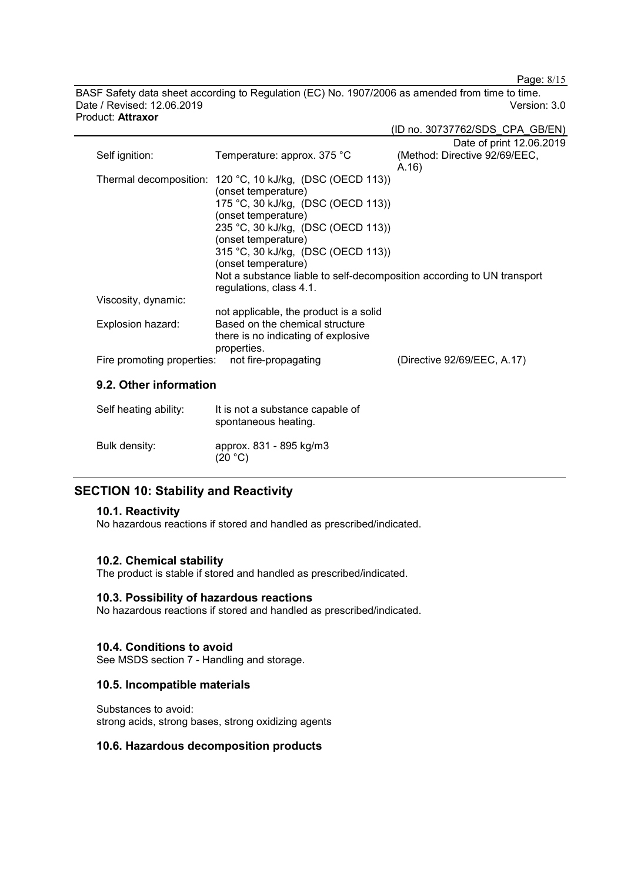Self ignition: Temperature: approx. 375 °C (Method: Directive 92/69/EEC, A.16)

Thermal decomposition: 120 °C, 10 kJ/kg, (DSC (OECD 113)) (onset temperature)
175 °C, 30 kJ/kg, (DSC (OECD 113)) (onset temperature)
235 °C, 30 kJ/kg, (DSC (OECD 113)) (onset temperature)
315 °C, 30 kJ/kg, (DSC (OECD 113)) (onset temperature)
Not a substance liable to self-decomposition according to UN transport regulations, class 4.1.

Viscosity, dynamic:
not applicable, the product is a solid

Explosion hazard: Based on the chemical structure there is no indicating of explosive properties.

Fire promoting properties: not fire-propagating (Directive 92/69/EEC, A.17)

### 9.2. Other information

Self heating ability: It is not a substance capable of spontaneous heating.

Bulk density: approx. 831 - 895 kg/m3 (20 °C)

## SECTION 10: Stability and Reactivity

### 10.1. Reactivity

No hazardous reactions if stored and handled as prescribed/indicated.

### 10.2. Chemical stability

The product is stable if stored and handled as prescribed/indicated.

### 10.3. Possibility of hazardous reactions

No hazardous reactions if stored and handled as prescribed/indicated.

### 10.4. Conditions to avoid

See MSDS section 7 - Handling and storage.

### 10.5. Incompatible materials

Substances to avoid:
strong acids, strong bases, strong oxidizing agents

### 10.6. Hazardous decomposition products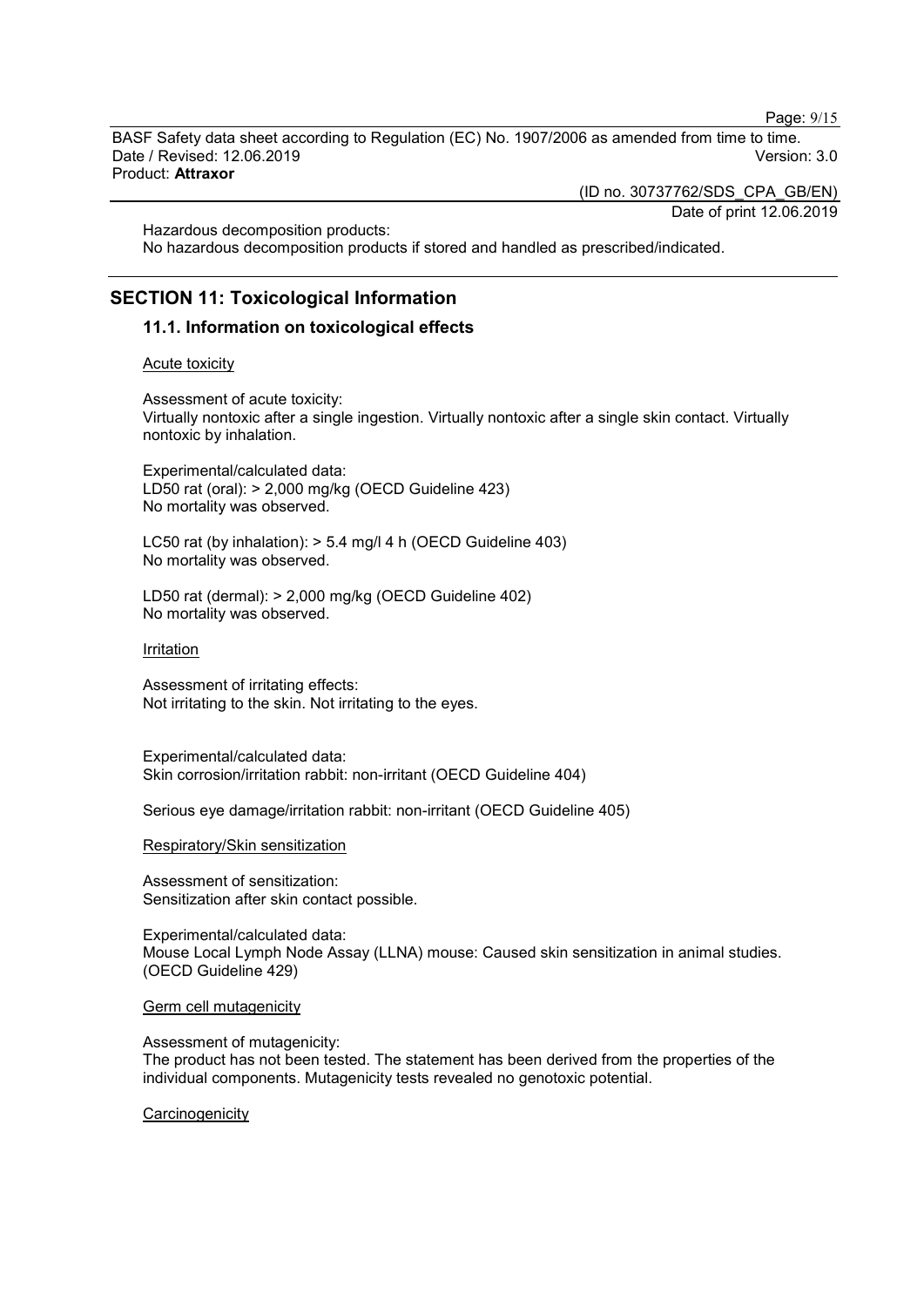Hazardous decomposition products:
No hazardous decomposition products if stored and handled as prescribed/indicated.

## SECTION 11: Toxicological Information

### 11.1. Information on toxicological effects

Acute toxicity

Assessment of acute toxicity:
Virtually nontoxic after a single ingestion. Virtually nontoxic after a single skin contact. Virtually nontoxic by inhalation.

Experimental/calculated data:
LD50 rat (oral): > 2,000 mg/kg (OECD Guideline 423)
No mortality was observed.

LC50 rat (by inhalation): > 5.4 mg/l 4 h (OECD Guideline 403)
No mortality was observed.

LD50 rat (dermal): > 2,000 mg/kg (OECD Guideline 402)
No mortality was observed.

Irritation

Assessment of irritating effects:
Not irritating to the skin. Not irritating to the eyes.

Experimental/calculated data:
Skin corrosion/irritation rabbit: non-irritant (OECD Guideline 404)

Serious eye damage/irritation rabbit: non-irritant (OECD Guideline 405)

Respiratory/Skin sensitization

Assessment of sensitization:
Sensitization after skin contact possible.

Experimental/calculated data:
Mouse Local Lymph Node Assay (LLNA) mouse: Caused skin sensitization in animal studies. (OECD Guideline 429)

Germ cell mutagenicity

Assessment of mutagenicity:
The product has not been tested. The statement has been derived from the properties of the individual components. Mutagenicity tests revealed no genotoxic potential.

Carcinogenicity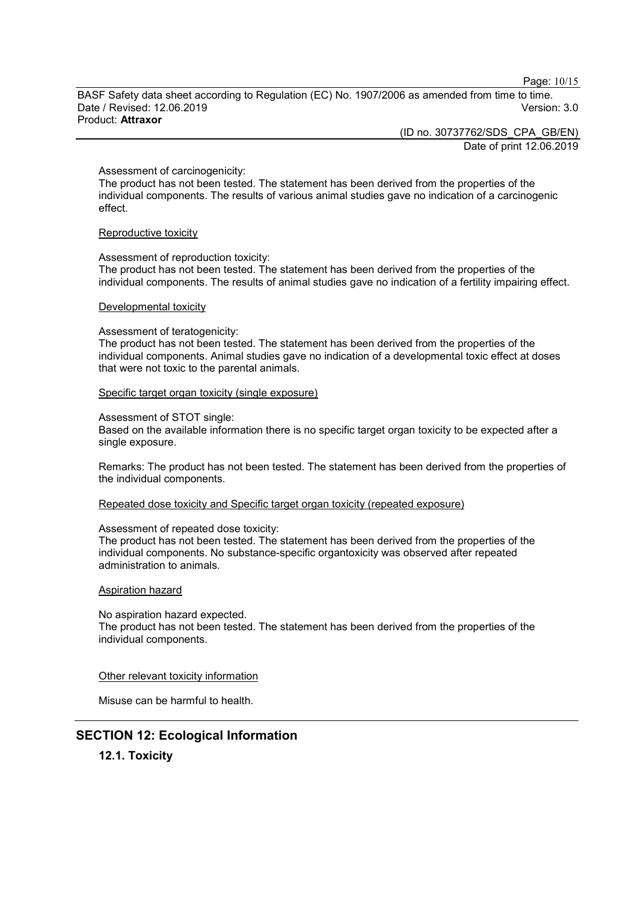Assessment of carcinogenicity:
The product has not been tested. The statement has been derived from the properties of the individual components. The results of various animal studies gave no indication of a carcinogenic effect.

Reproductive toxicity

Assessment of reproduction toxicity:
The product has not been tested. The statement has been derived from the properties of the individual components. The results of animal studies gave no indication of a fertility impairing effect.

Developmental toxicity

Assessment of teratogenicity:
The product has not been tested. The statement has been derived from the properties of the individual components. Animal studies gave no indication of a developmental toxic effect at doses that were not toxic to the parental animals.

Specific target organ toxicity (single exposure)

Assessment of STOT single:
Based on the available information there is no specific target organ toxicity to be expected after a single exposure.

Remarks: The product has not been tested. The statement has been derived from the properties of the individual components.

Repeated dose toxicity and Specific target organ toxicity (repeated exposure)

Assessment of repeated dose toxicity:
The product has not been tested. The statement has been derived from the properties of the individual components. No substance-specific organtoxicity was observed after repeated administration to animals.

Aspiration hazard

No aspiration hazard expected.
The product has not been tested. The statement has been derived from the properties of the individual components.

Other relevant toxicity information

Misuse can be harmful to health.

## SECTION 12: Ecological Information

### 12.1. Toxicity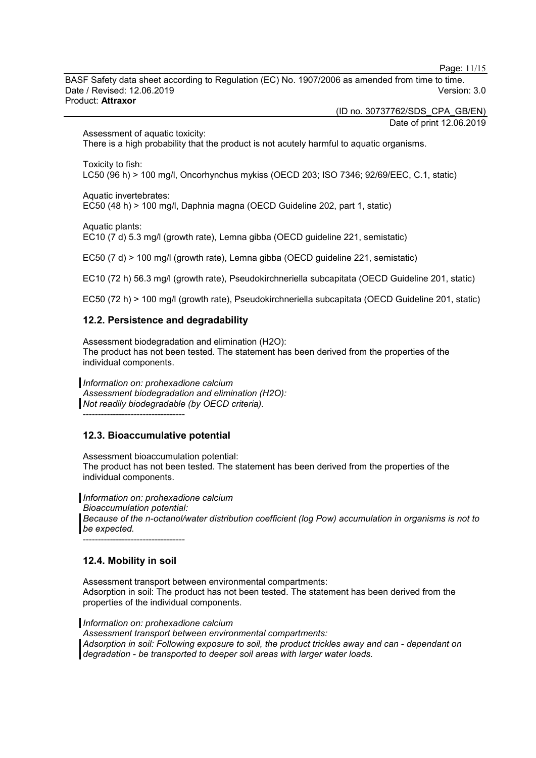Assessment of aquatic toxicity:
There is a high probability that the product is not acutely harmful to aquatic organisms.

Toxicity to fish:
LC50 (96 h) > 100 mg/l, Oncorhynchus mykiss (OECD 203; ISO 7346; 92/69/EEC, C.1, static)

Aquatic invertebrates:
EC50 (48 h) > 100 mg/l, Daphnia magna (OECD Guideline 202, part 1, static)

Aquatic plants:
EC10 (7 d) 5.3 mg/l (growth rate), Lemna gibba (OECD guideline 221, semistatic)

EC50 (7 d) > 100 mg/l (growth rate), Lemna gibba (OECD guideline 221, semistatic)

EC10 (72 h) 56.3 mg/l (growth rate), Pseudokirchneriella subcapitata (OECD Guideline 201, static)

EC50 (72 h) > 100 mg/l (growth rate), Pseudokirchneriella subcapitata (OECD Guideline 201, static)

## 12.2. Persistence and degradability

Assessment biodegradation and elimination ($H_2O$):
The product has not been tested. The statement has been derived from the properties of the individual components.

*Information on: prohexadione calcium*
*Assessment biodegradation and elimination ($H_2O$):*
*Not readily biodegradable (by OECD criteria).*
----------------------------------

## 12.3. Bioaccumulative potential

Assessment bioaccumulation potential:
The product has not been tested. The statement has been derived from the properties of the individual components.

*Information on: prohexadione calcium*
*Bioaccumulation potential:*
*Because of the n-octanol/water distribution coefficient (log Pow) accumulation in organisms is not to be expected.*
----------------------------------

## 12.4. Mobility in soil

Assessment transport between environmental compartments:
Adsorption in soil: The product has not been tested. The statement has been derived from the properties of the individual components.

*Information on: prohexadione calcium*
*Assessment transport between environmental compartments:*
*Adsorption in soil: Following exposure to soil, the product trickles away and can - dependant on degradation - be transported to deeper soil areas with larger water loads.*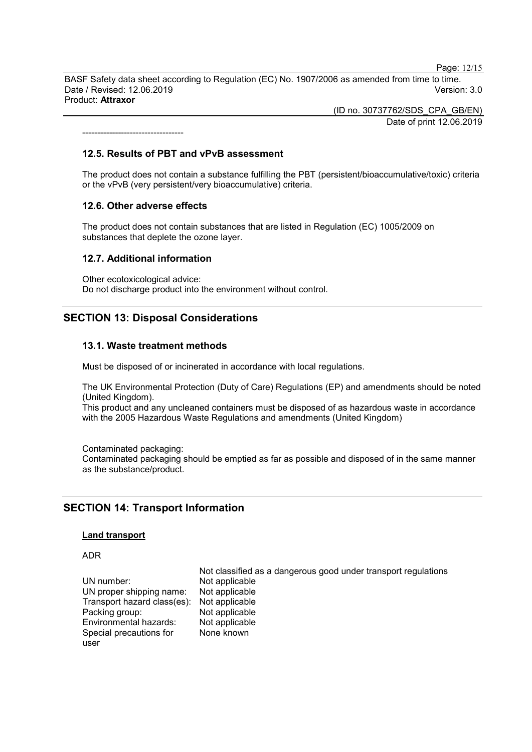----------------------------------

### 12.5. Results of PBT and vPvB assessment

The product does not contain a substance fulfilling the PBT (persistent/bioaccumulative/toxic) criteria or the vPvB (very persistent/very bioaccumulative) criteria.

### 12.6. Other adverse effects

The product does not contain substances that are listed in Regulation (EC) 1005/2009 on substances that deplete the ozone layer.

### 12.7. Additional information

Other ecotoxicological advice:
Do not discharge product into the environment without control.

## SECTION 13: Disposal Considerations

### 13.1. Waste treatment methods

Must be disposed of or incinerated in accordance with local regulations.

The UK Environmental Protection (Duty of Care) Regulations (EP) and amendments should be noted (United Kingdom).
This product and any uncleaned containers must be disposed of as hazardous waste in accordance with the 2005 Hazardous Waste Regulations and amendments (United Kingdom)

Contaminated packaging:
Contaminated packaging should be emptied as far as possible and disposed of in the same manner as the substance/product.

## SECTION 14: Transport Information

**Land transport**

ADR

| | Not classified as a dangerous good under transport regulations |
|---|---|
| UN number: | Not applicable |
| UN proper shipping name: | Not applicable |
| Transport hazard class(es): | Not applicable |
| Packing group: | Not applicable |
| Environmental hazards: | Not applicable |
| Special precautions for user | None known |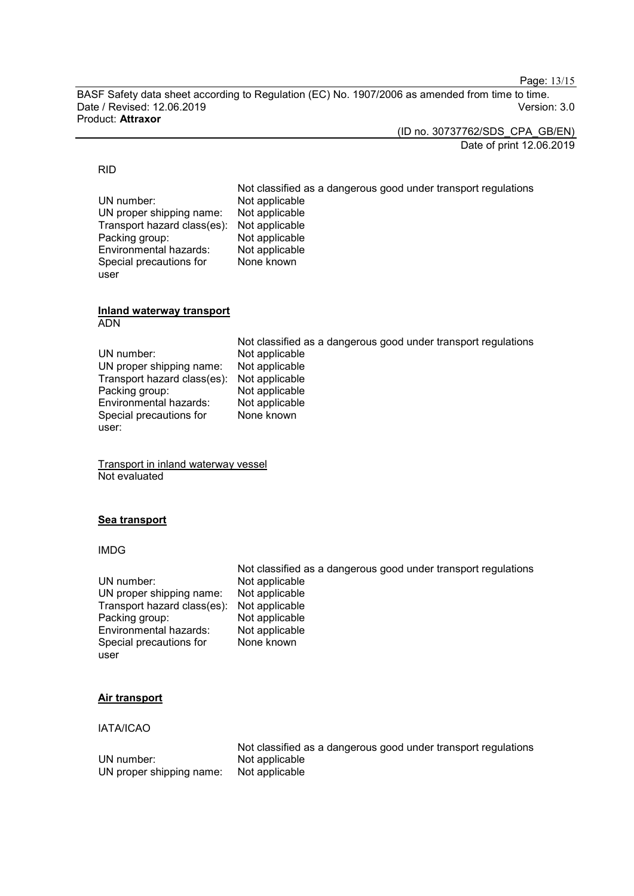RID

| | |
|---|---|
| | Not classified as a dangerous good under transport regulations |
| UN number: | Not applicable |
| UN proper shipping name: | Not applicable |
| Transport hazard class(es): | Not applicable |
| Packing group: | Not applicable |
| Environmental hazards: | Not applicable |
| Special precautions for user | None known |

**Inland waterway transport**

ADN

| | |
|---|---|
| | Not classified as a dangerous good under transport regulations |
| UN number: | Not applicable |
| UN proper shipping name: | Not applicable |
| Transport hazard class(es): | Not applicable |
| Packing group: | Not applicable |
| Environmental hazards: | Not applicable |
| Special precautions for user: | None known |

Transport in inland waterway vessel

Not evaluated

**Sea transport**

IMDG

| | |
|---|---|
| | Not classified as a dangerous good under transport regulations |
| UN number: | Not applicable |
| UN proper shipping name: | Not applicable |
| Transport hazard class(es): | Not applicable |
| Packing group: | Not applicable |
| Environmental hazards: | Not applicable |
| Special precautions for user | None known |

**Air transport**

IATA/ICAO

| | |
|---|---|
| | Not classified as a dangerous good under transport regulations |
| UN number: | Not applicable |
| UN proper shipping name: | Not applicable |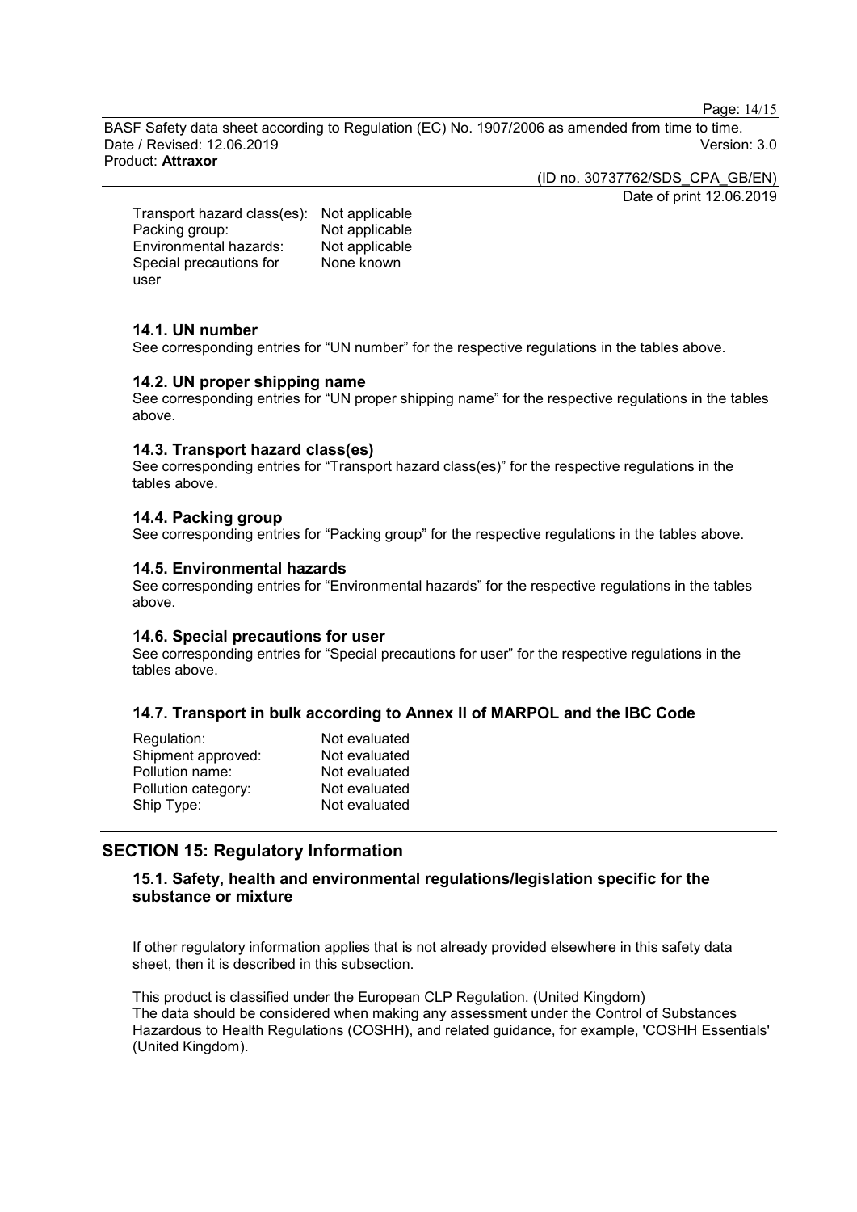| | |
|---|---|
| Transport hazard class(es): | Not applicable |
| Packing group: | Not applicable |
| Environmental hazards: | Not applicable |
| Special precautions for user | None known |

### 14.1. UN number

See corresponding entries for “UN number” for the respective regulations in the tables above.

### 14.2. UN proper shipping name

See corresponding entries for “UN proper shipping name” for the respective regulations in the tables above.

### 14.3. Transport hazard class(es)

See corresponding entries for “Transport hazard class(es)” for the respective regulations in the tables above.

### 14.4. Packing group

See corresponding entries for “Packing group” for the respective regulations in the tables above.

### 14.5. Environmental hazards

See corresponding entries for “Environmental hazards” for the respective regulations in the tables above.

### 14.6. Special precautions for user

See corresponding entries for “Special precautions for user” for the respective regulations in the tables above.

### 14.7. Transport in bulk according to Annex II of MARPOL and the IBC Code

| | |
|---|---|
| Regulation: | Not evaluated |
| Shipment approved: | Not evaluated |
| Pollution name: | Not evaluated |
| Pollution category: | Not evaluated |
| Ship Type: | Not evaluated |

## SECTION 15: Regulatory Information

### 15.1. Safety, health and environmental regulations/legislation specific for the substance or mixture

If other regulatory information applies that is not already provided elsewhere in this safety data sheet, then it is described in this subsection.

This product is classified under the European CLP Regulation. (United Kingdom)
The data should be considered when making any assessment under the Control of Substances Hazardous to Health Regulations (COSHH), and related guidance, for example, 'COSHH Essentials' (United Kingdom).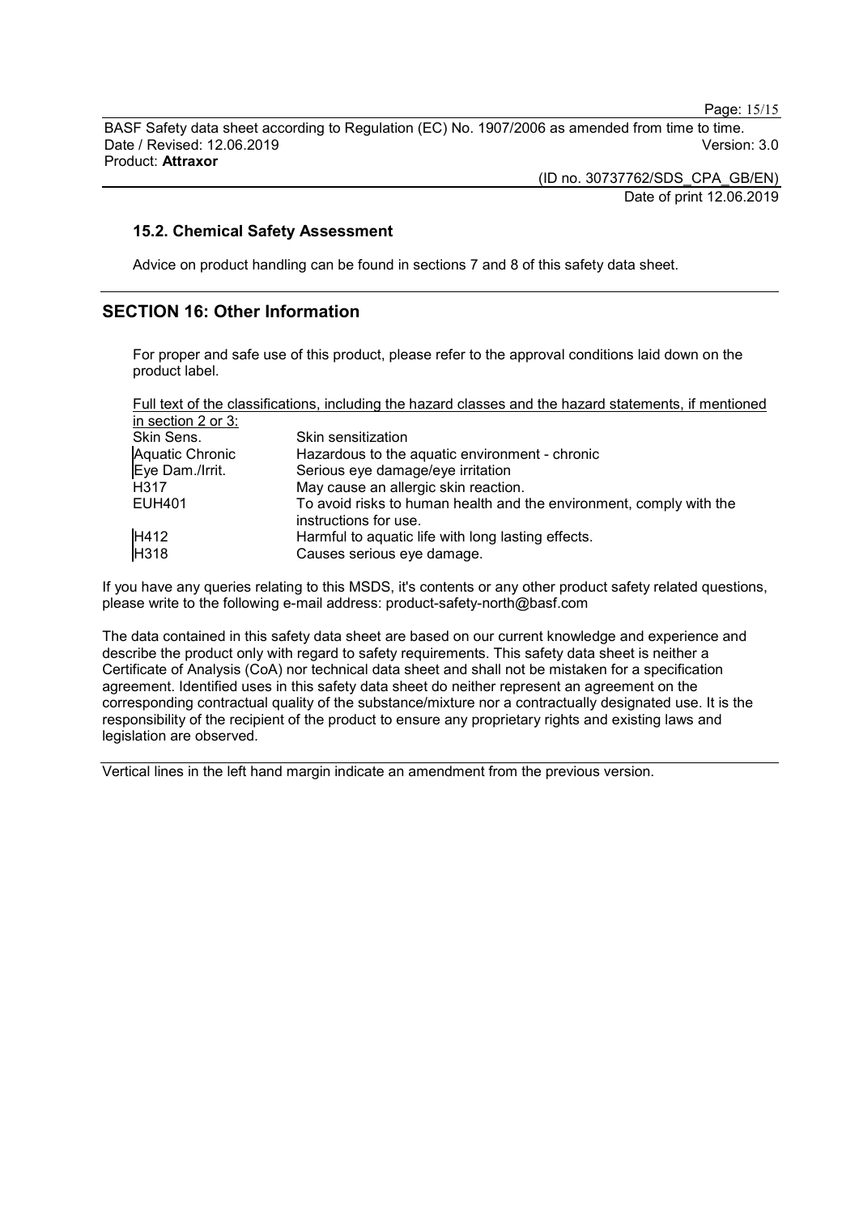### 15.2. Chemical Safety Assessment

Advice on product handling can be found in sections 7 and 8 of this safety data sheet.

## SECTION 16: Other Information

For proper and safe use of this product, please refer to the approval conditions laid down on the product label.

Full text of the classifications, including the hazard classes and the hazard statements, if mentioned in section 2 or 3:

| | |
|---|---|
| Skin Sens. | Skin sensitization |
| Aquatic Chronic | Hazardous to the aquatic environment - chronic |
| Eye Dam./Irrit. | Serious eye damage/eye irritation |
| H317 | May cause an allergic skin reaction. |
| EUH401 | To avoid risks to human health and the environment, comply with the instructions for use. |
| H412 | Harmful to aquatic life with long lasting effects. |
| H318 | Causes serious eye damage. |

If you have any queries relating to this MSDS, it's contents or any other product safety related questions, please write to the following e-mail address: product-safety-north@basf.com

The data contained in this safety data sheet are based on our current knowledge and experience and describe the product only with regard to safety requirements. This safety data sheet is neither a Certificate of Analysis (CoA) nor technical data sheet and shall not be mistaken for a specification agreement. Identified uses in this safety data sheet do neither represent an agreement on the corresponding contractual quality of the substance/mixture nor a contractually designated use. It is the responsibility of the recipient of the product to ensure any proprietary rights and existing laws and legislation are observed.

Vertical lines in the left hand margin indicate an amendment from the previous version.